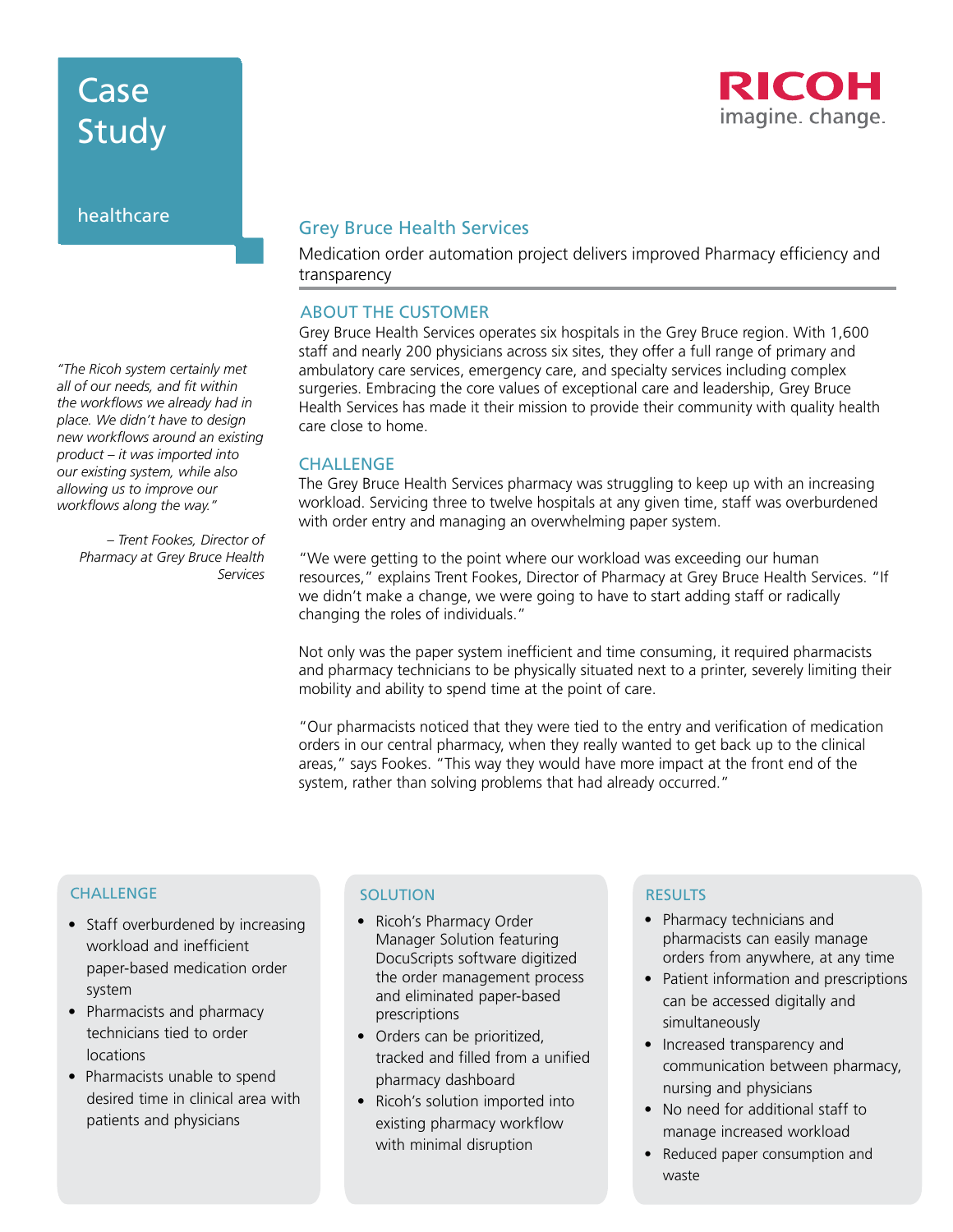# Case Study

healthcare

RICOH
imagine. change.

## Grey Bruce Health Services

Medication order automation project delivers improved Pharmacy efficiency and transparency

*"The Ricoh system certainly met all of our needs, and fit within the workflows we already had in place. We didn't have to design new workflows around an existing product – it was imported into our existing system, while also allowing us to improve our workflows along the way."*

*– Trent Fookes, Director of Pharmacy at Grey Bruce Health Services*

### ABOUT THE CUSTOMER

Grey Bruce Health Services operates six hospitals in the Grey Bruce region. With 1,600 staff and nearly 200 physicians across six sites, they offer a full range of primary and ambulatory care services, emergency care, and specialty services including complex surgeries. Embracing the core values of exceptional care and leadership, Grey Bruce Health Services has made it their mission to provide their community with quality health care close to home.

### CHALLENGE

The Grey Bruce Health Services pharmacy was struggling to keep up with an increasing workload. Servicing three to twelve hospitals at any given time, staff was overburdened with order entry and managing an overwhelming paper system.

"We were getting to the point where our workload was exceeding our human resources," explains Trent Fookes, Director of Pharmacy at Grey Bruce Health Services. "If we didn't make a change, we were going to have to start adding staff or radically changing the roles of individuals."

Not only was the paper system inefficient and time consuming, it required pharmacists and pharmacy technicians to be physically situated next to a printer, severely limiting their mobility and ability to spend time at the point of care.

"Our pharmacists noticed that they were tied to the entry and verification of medication orders in our central pharmacy, when they really wanted to get back up to the clinical areas," says Fookes. "This way they would have more impact at the front end of the system, rather than solving problems that had already occurred."

### CHALLENGE

- Staff overburdened by increasing workload and inefficient paper-based medication order system
- Pharmacists and pharmacy technicians tied to order locations
- Pharmacists unable to spend desired time in clinical area with patients and physicians

### SOLUTION

- Ricoh's Pharmacy Order Manager Solution featuring DocuScripts software digitized the order management process and eliminated paper-based prescriptions
- Orders can be prioritized, tracked and filled from a unified pharmacy dashboard
- Ricoh's solution imported into existing pharmacy workflow with minimal disruption

### RESULTS

- Pharmacy technicians and pharmacists can easily manage orders from anywhere, at any time
- Patient information and prescriptions can be accessed digitally and simultaneously
- Increased transparency and communication between pharmacy, nursing and physicians
- No need for additional staff to manage increased workload
- Reduced paper consumption and waste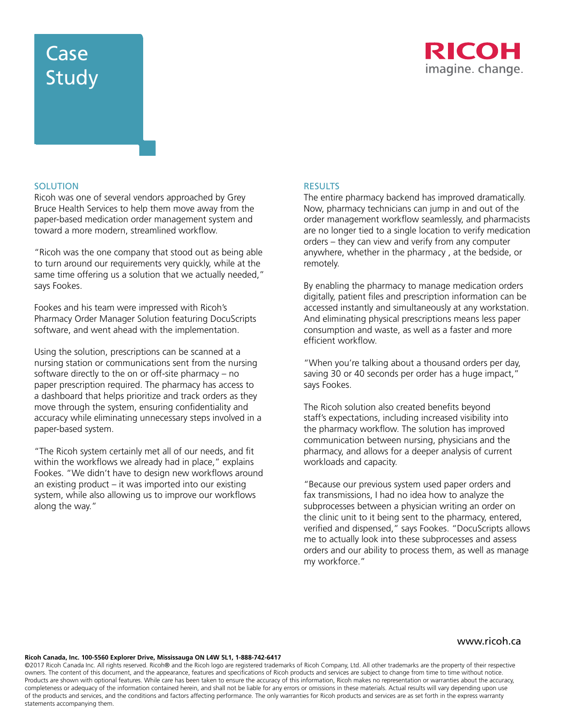# Case Study

RICOH
imagine. change.

## SOLUTION

Ricoh was one of several vendors approached by Grey Bruce Health Services to help them move away from the paper-based medication order management system and toward a more modern, streamlined workflow.

"Ricoh was the one company that stood out as being able to turn around our requirements very quickly, while at the same time offering us a solution that we actually needed," says Fookes.

Fookes and his team were impressed with Ricoh's Pharmacy Order Manager Solution featuring DocuScripts software, and went ahead with the implementation.

Using the solution, prescriptions can be scanned at a nursing station or communications sent from the nursing software directly to the on or off-site pharmacy – no paper prescription required. The pharmacy has access to a dashboard that helps prioritize and track orders as they move through the system, ensuring confidentiality and accuracy while eliminating unnecessary steps involved in a paper-based system.

"The Ricoh system certainly met all of our needs, and fit within the workflows we already had in place," explains Fookes. "We didn't have to design new workflows around an existing product – it was imported into our existing system, while also allowing us to improve our workflows along the way."

## RESULTS

The entire pharmacy backend has improved dramatically. Now, pharmacy technicians can jump in and out of the order management workflow seamlessly, and pharmacists are no longer tied to a single location to verify medication orders – they can view and verify from any computer anywhere, whether in the pharmacy , at the bedside, or remotely.

By enabling the pharmacy to manage medication orders digitally, patient files and prescription information can be accessed instantly and simultaneously at any workstation. And eliminating physical prescriptions means less paper consumption and waste, as well as a faster and more efficient workflow.

"When you're talking about a thousand orders per day, saving 30 or 40 seconds per order has a huge impact," says Fookes.

The Ricoh solution also created benefits beyond staff's expectations, including increased visibility into the pharmacy workflow. The solution has improved communication between nursing, physicians and the pharmacy, and allows for a deeper analysis of current workloads and capacity.

"Because our previous system used paper orders and fax transmissions, I had no idea how to analyze the subprocesses between a physician writing an order on the clinic unit to it being sent to the pharmacy, entered, verified and dispensed," says Fookes. "DocuScripts allows me to actually look into these subprocesses and assess orders and our ability to process them, as well as manage my workforce."

www.ricoh.ca

**Ricoh Canada, Inc. 100-5560 Explorer Drive, Mississauga ON L4W 5L1, 1-888-742-6417**

©2017 Ricoh Canada Inc. All rights reserved. Ricoh® and the Ricoh logo are registered trademarks of Ricoh Company, Ltd. All other trademarks are the property of their respective owners. The content of this document, and the appearance, features and specifications of Ricoh products and services are subject to change from time to time without notice. Products are shown with optional features. While care has been taken to ensure the accuracy of this information, Ricoh makes no representation or warranties about the accuracy, completeness or adequacy of the information contained herein, and shall not be liable for any errors or omissions in these materials. Actual results will vary depending upon use of the products and services, and the conditions and factors affecting performance. The only warranties for Ricoh products and services are as set forth in the express warranty statements accompanying them.